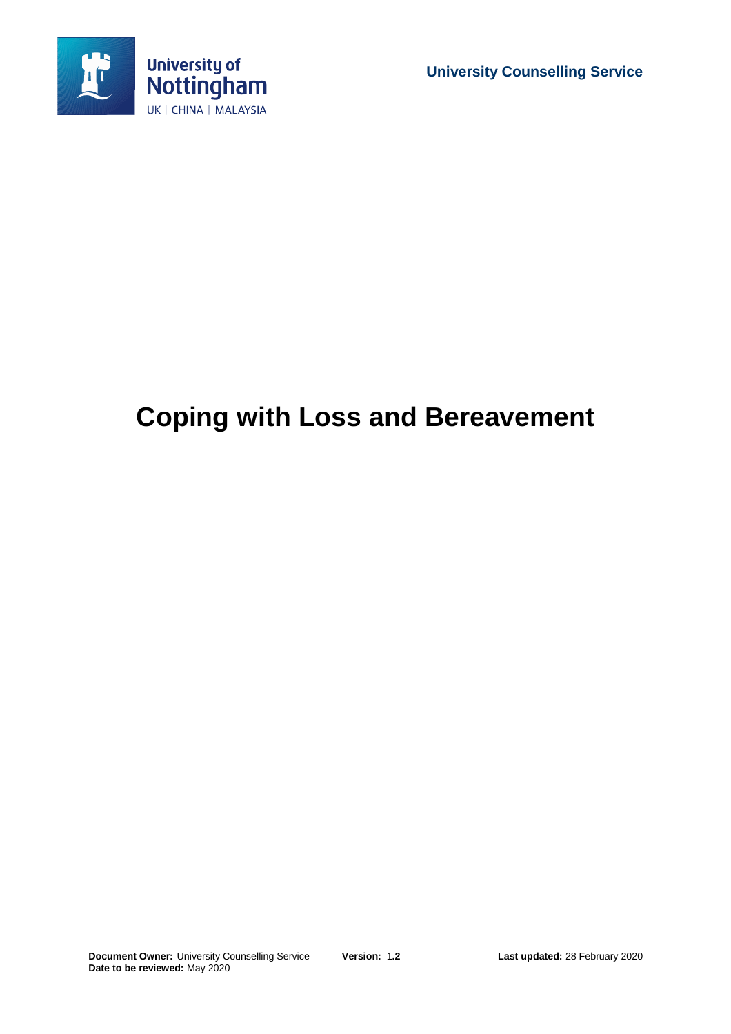University Counselling Service

# Coping with Loss and Bereavement

**Document Owner:** University Counselling Service **Version:** 1.2 **Last updated:** 28 February 2020
**Date to be reviewed:** May 2020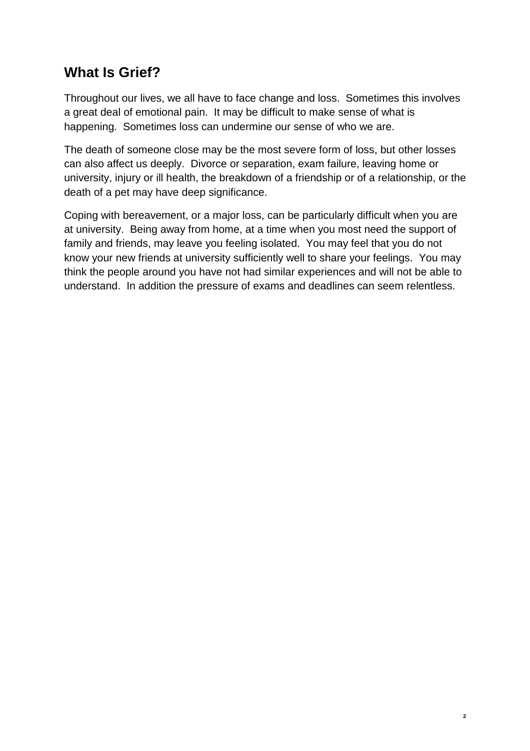## What Is Grief?

Throughout our lives, we all have to face change and loss. Sometimes this involves a great deal of emotional pain. It may be difficult to make sense of what is happening. Sometimes loss can undermine our sense of who we are.

The death of someone close may be the most severe form of loss, but other losses can also affect us deeply. Divorce or separation, exam failure, leaving home or university, injury or ill health, the breakdown of a friendship or of a relationship, or the death of a pet may have deep significance.

Coping with bereavement, or a major loss, can be particularly difficult when you are at university. Being away from home, at a time when you most need the support of family and friends, may leave you feeling isolated. You may feel that you do not know your new friends at university sufficiently well to share your feelings. You may think the people around you have not had similar experiences and will not be able to understand. In addition the pressure of exams and deadlines can seem relentless.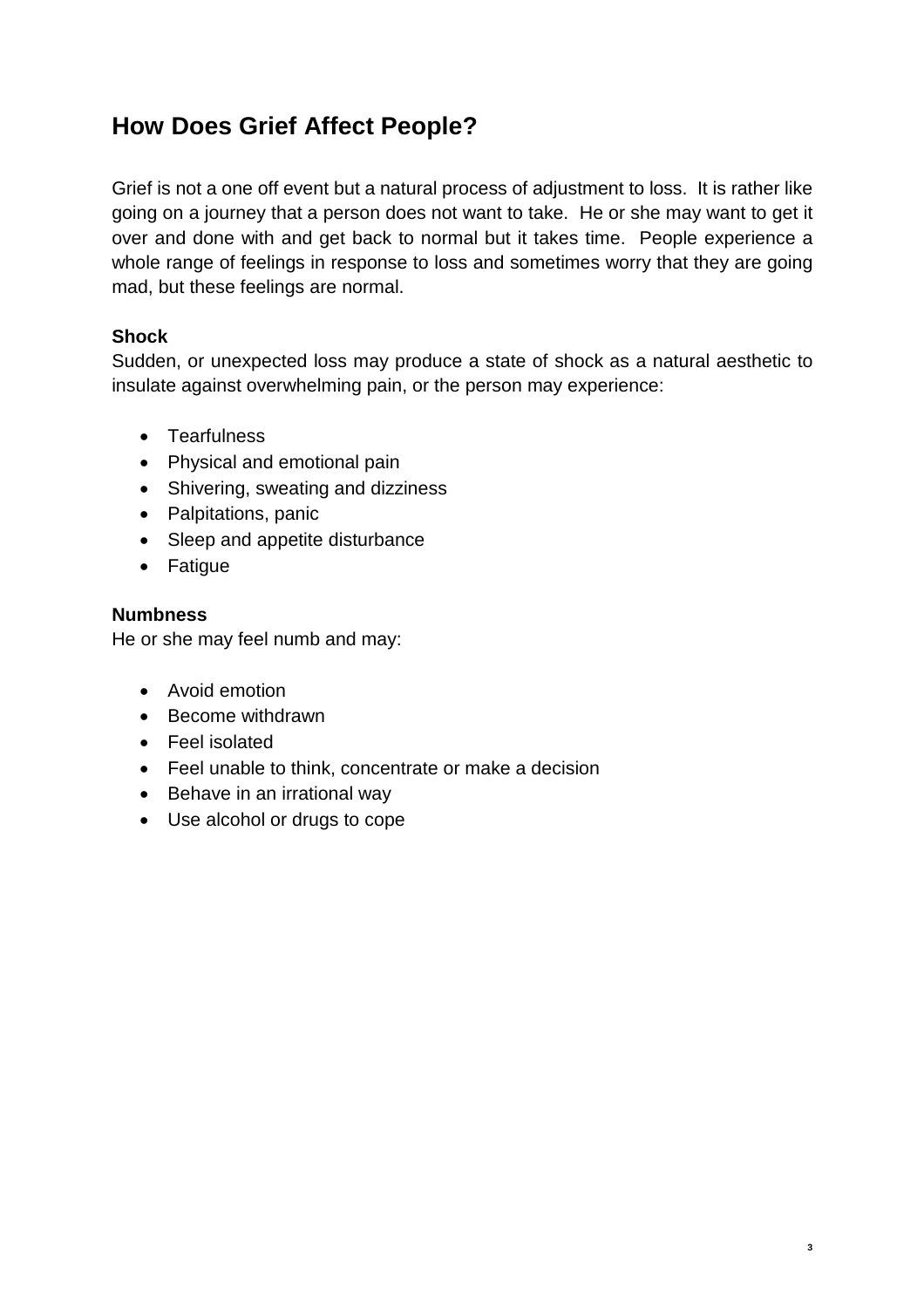## How Does Grief Affect People?

Grief is not a one off event but a natural process of adjustment to loss. It is rather like going on a journey that a person does not want to take. He or she may want to get it over and done with and get back to normal but it takes time. People experience a whole range of feelings in response to loss and sometimes worry that they are going mad, but these feelings are normal.

**Shock**

Sudden, or unexpected loss may produce a state of shock as a natural aesthetic to insulate against overwhelming pain, or the person may experience:

- Tearfulness
- Physical and emotional pain
- Shivering, sweating and dizziness
- Palpitations, panic
- Sleep and appetite disturbance
- Fatigue

**Numbness**

He or she may feel numb and may:

- Avoid emotion
- Become withdrawn
- Feel isolated
- Feel unable to think, concentrate or make a decision
- Behave in an irrational way
- Use alcohol or drugs to cope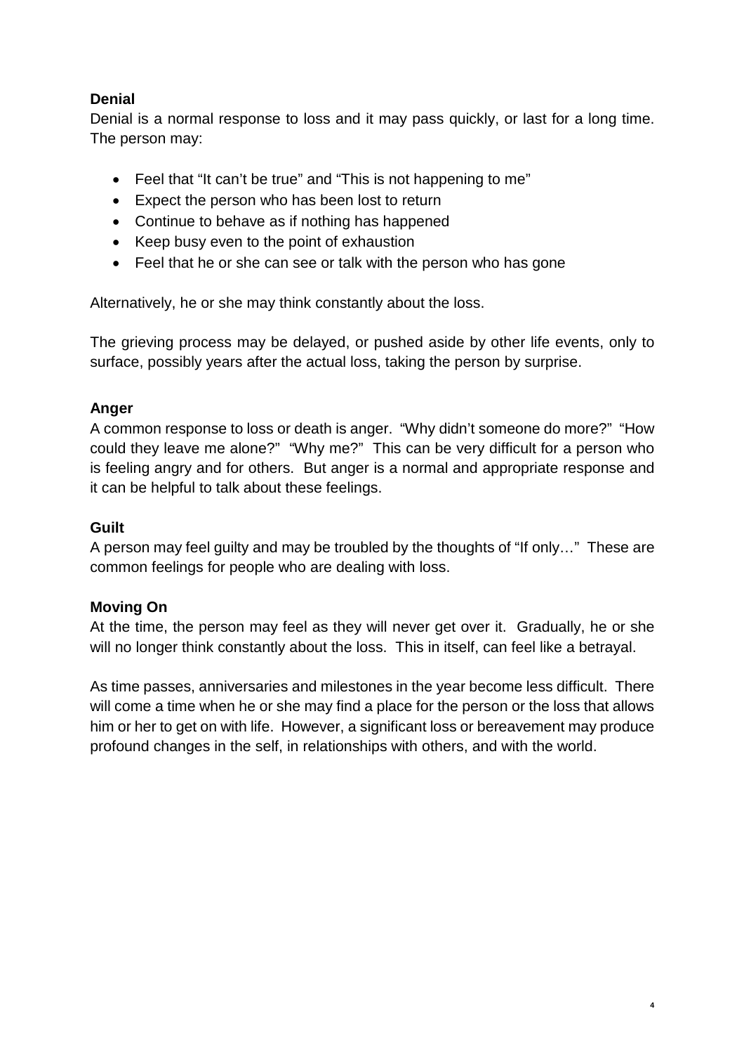**Denial**

Denial is a normal response to loss and it may pass quickly, or last for a long time. The person may:

- Feel that "It can't be true" and "This is not happening to me"
- Expect the person who has been lost to return
- Continue to behave as if nothing has happened
- Keep busy even to the point of exhaustion
- Feel that he or she can see or talk with the person who has gone

Alternatively, he or she may think constantly about the loss.

The grieving process may be delayed, or pushed aside by other life events, only to surface, possibly years after the actual loss, taking the person by surprise.

**Anger**

A common response to loss or death is anger. "Why didn't someone do more?" "How could they leave me alone?" "Why me?" This can be very difficult for a person who is feeling angry and for others. But anger is a normal and appropriate response and it can be helpful to talk about these feelings.

**Guilt**

A person may feel guilty and may be troubled by the thoughts of "If only…" These are common feelings for people who are dealing with loss.

**Moving On**

At the time, the person may feel as they will never get over it. Gradually, he or she will no longer think constantly about the loss. This in itself, can feel like a betrayal.

As time passes, anniversaries and milestones in the year become less difficult. There will come a time when he or she may find a place for the person or the loss that allows him or her to get on with life. However, a significant loss or bereavement may produce profound changes in the self, in relationships with others, and with the world.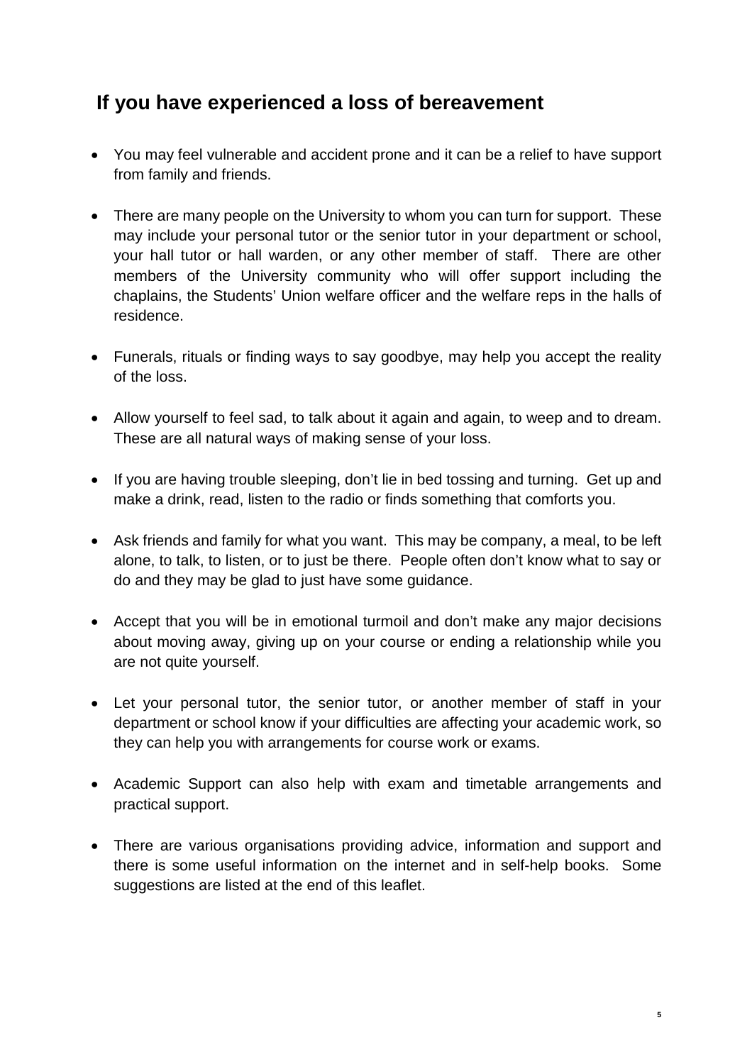## If you have experienced a loss of bereavement

- You may feel vulnerable and accident prone and it can be a relief to have support from family and friends.
- There are many people on the University to whom you can turn for support. These may include your personal tutor or the senior tutor in your department or school, your hall tutor or hall warden, or any other member of staff. There are other members of the University community who will offer support including the chaplains, the Students' Union welfare officer and the welfare reps in the halls of residence.
- Funerals, rituals or finding ways to say goodbye, may help you accept the reality of the loss.
- Allow yourself to feel sad, to talk about it again and again, to weep and to dream. These are all natural ways of making sense of your loss.
- If you are having trouble sleeping, don't lie in bed tossing and turning. Get up and make a drink, read, listen to the radio or finds something that comforts you.
- Ask friends and family for what you want. This may be company, a meal, to be left alone, to talk, to listen, or to just be there. People often don't know what to say or do and they may be glad to just have some guidance.
- Accept that you will be in emotional turmoil and don't make any major decisions about moving away, giving up on your course or ending a relationship while you are not quite yourself.
- Let your personal tutor, the senior tutor, or another member of staff in your department or school know if your difficulties are affecting your academic work, so they can help you with arrangements for course work or exams.
- Academic Support can also help with exam and timetable arrangements and practical support.
- There are various organisations providing advice, information and support and there is some useful information on the internet and in self-help books. Some suggestions are listed at the end of this leaflet.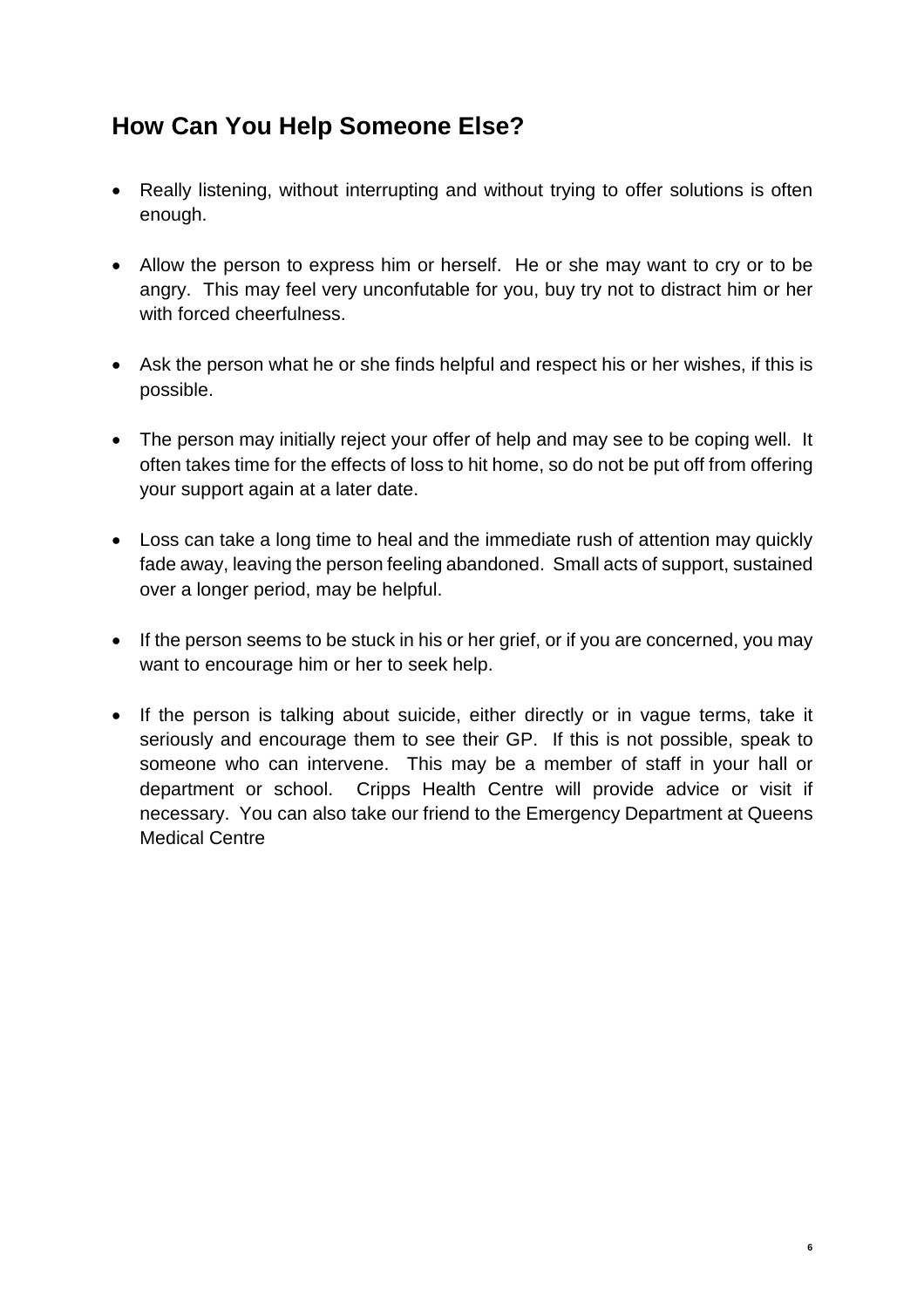## How Can You Help Someone Else?

- Really listening, without interrupting and without trying to offer solutions is often enough.
- Allow the person to express him or herself. He or she may want to cry or to be angry. This may feel very unconfutable for you, buy try not to distract him or her with forced cheerfulness.
- Ask the person what he or she finds helpful and respect his or her wishes, if this is possible.
- The person may initially reject your offer of help and may see to be coping well. It often takes time for the effects of loss to hit home, so do not be put off from offering your support again at a later date.
- Loss can take a long time to heal and the immediate rush of attention may quickly fade away, leaving the person feeling abandoned. Small acts of support, sustained over a longer period, may be helpful.
- If the person seems to be stuck in his or her grief, or if you are concerned, you may want to encourage him or her to seek help.
- If the person is talking about suicide, either directly or in vague terms, take it seriously and encourage them to see their GP. If this is not possible, speak to someone who can intervene. This may be a member of staff in your hall or department or school. Cripps Health Centre will provide advice or visit if necessary. You can also take our friend to the Emergency Department at Queens Medical Centre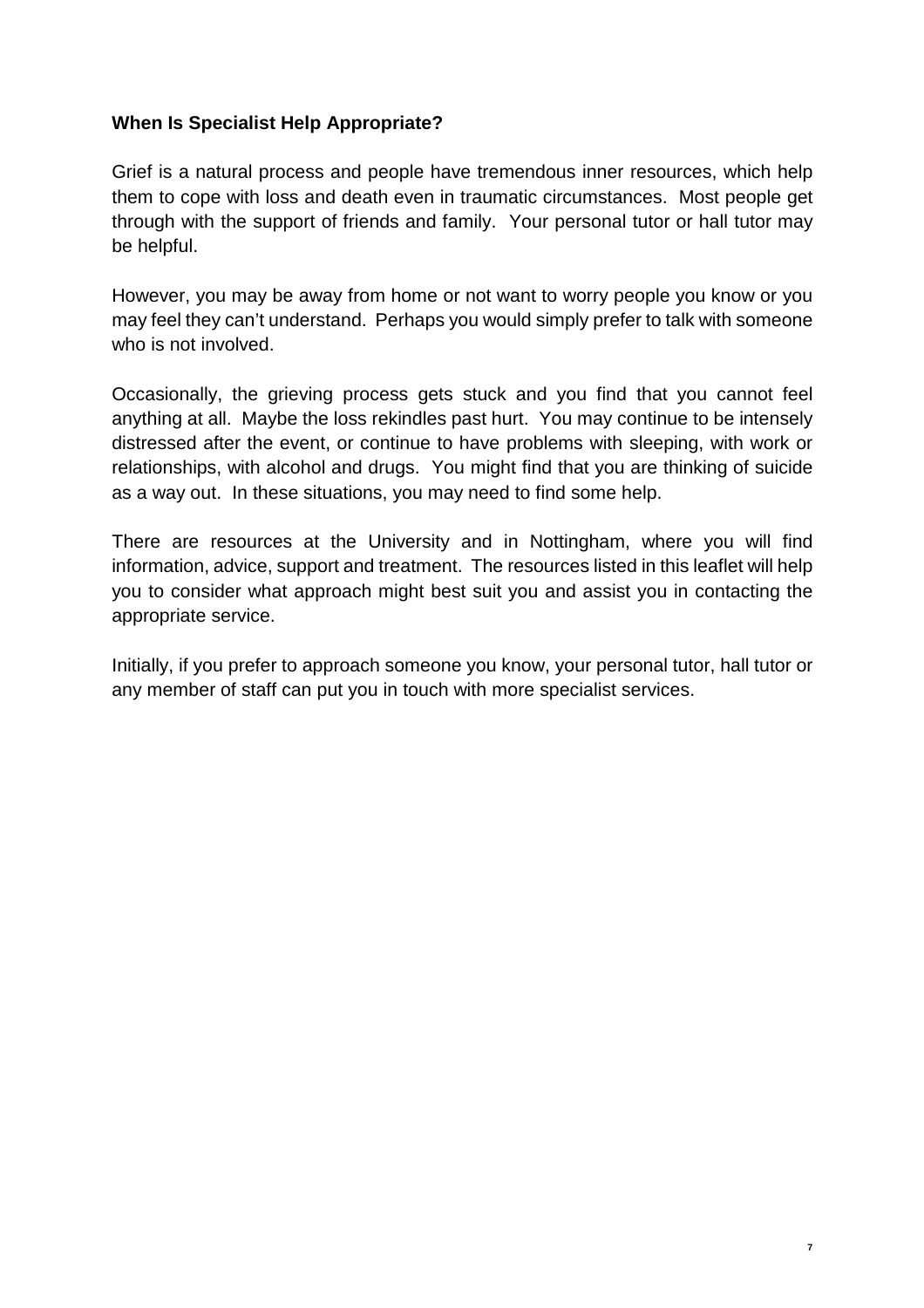**When Is Specialist Help Appropriate?**

Grief is a natural process and people have tremendous inner resources, which help them to cope with loss and death even in traumatic circumstances. Most people get through with the support of friends and family. Your personal tutor or hall tutor may be helpful.

However, you may be away from home or not want to worry people you know or you may feel they can't understand. Perhaps you would simply prefer to talk with someone who is not involved.

Occasionally, the grieving process gets stuck and you find that you cannot feel anything at all. Maybe the loss rekindles past hurt. You may continue to be intensely distressed after the event, or continue to have problems with sleeping, with work or relationships, with alcohol and drugs. You might find that you are thinking of suicide as a way out. In these situations, you may need to find some help.

There are resources at the University and in Nottingham, where you will find information, advice, support and treatment. The resources listed in this leaflet will help you to consider what approach might best suit you and assist you in contacting the appropriate service.

Initially, if you prefer to approach someone you know, your personal tutor, hall tutor or any member of staff can put you in touch with more specialist services.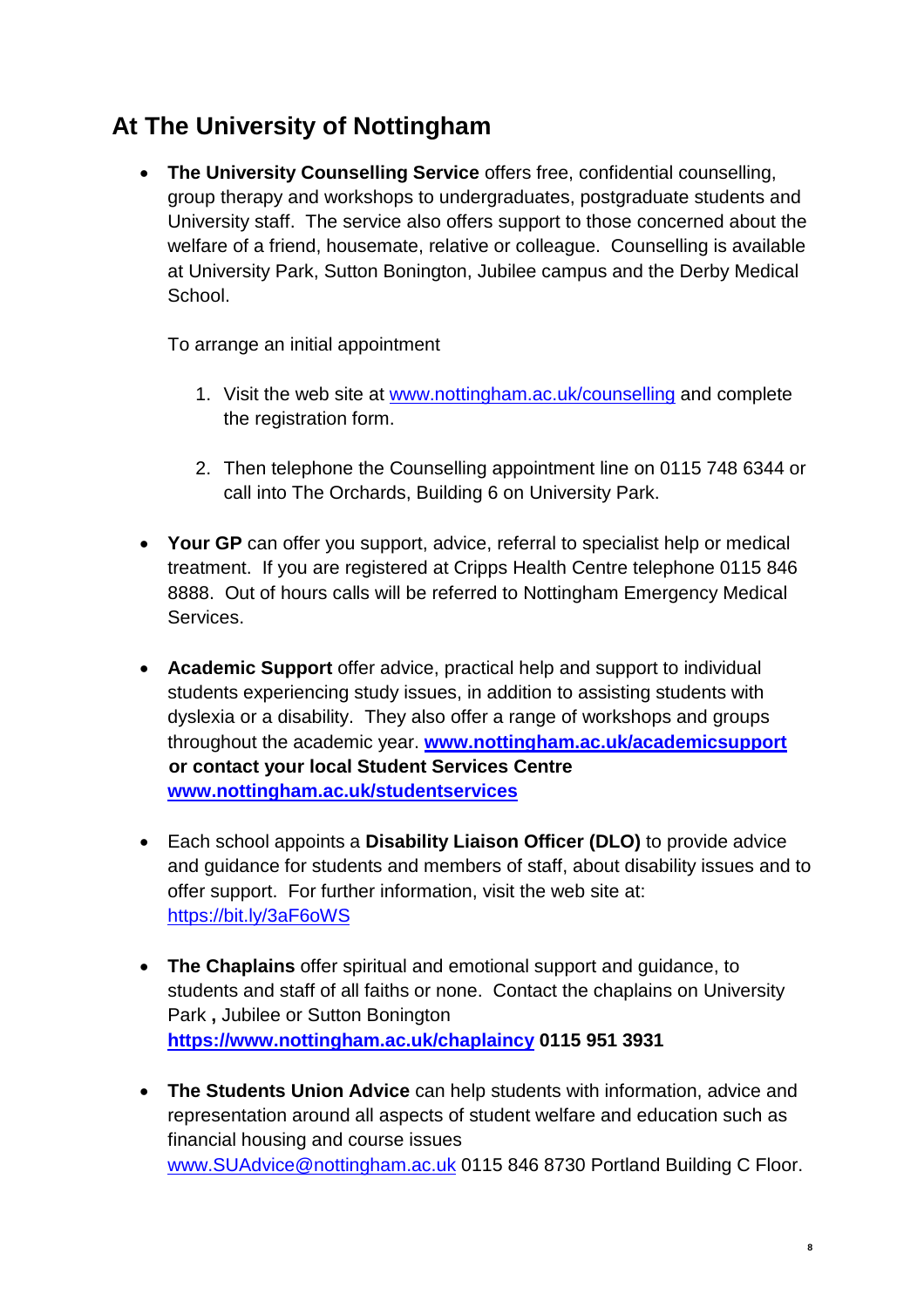## At The University of Nottingham

- **The University Counselling Service** offers free, confidential counselling, group therapy and workshops to undergraduates, postgraduate students and University staff. The service also offers support to those concerned about the welfare of a friend, housemate, relative or colleague. Counselling is available at University Park, Sutton Bonington, Jubilee campus and the Derby Medical School.

  To arrange an initial appointment

  1. Visit the web site at www.nottingham.ac.uk/counselling and complete the registration form.

  2. Then telephone the Counselling appointment line on 0115 748 6344 or call into The Orchards, Building 6 on University Park.

- **Your GP** can offer you support, advice, referral to specialist help or medical treatment. If you are registered at Cripps Health Centre telephone 0115 846 8888. Out of hours calls will be referred to Nottingham Emergency Medical Services.

- **Academic Support** offer advice, practical help and support to individual students experiencing study issues, in addition to assisting students with dyslexia or a disability. They also offer a range of workshops and groups throughout the academic year. **www.nottingham.ac.uk/academicsupport or contact your local Student Services Centre www.nottingham.ac.uk/studentservices**

- Each school appoints a **Disability Liaison Officer (DLO)** to provide advice and guidance for students and members of staff, about disability issues and to offer support. For further information, visit the web site at: https://bit.ly/3aF6oWS

- **The Chaplains** offer spiritual and emotional support and guidance, to students and staff of all faiths or none. Contact the chaplains on University Park **,** Jubilee or Sutton Bonington **https://www.nottingham.ac.uk/chaplaincy 0115 951 3931**

- **The Students Union Advice** can help students with information, advice and representation around all aspects of student welfare and education such as financial housing and course issues www.SUAdvice@nottingham.ac.uk 0115 846 8730 Portland Building C Floor.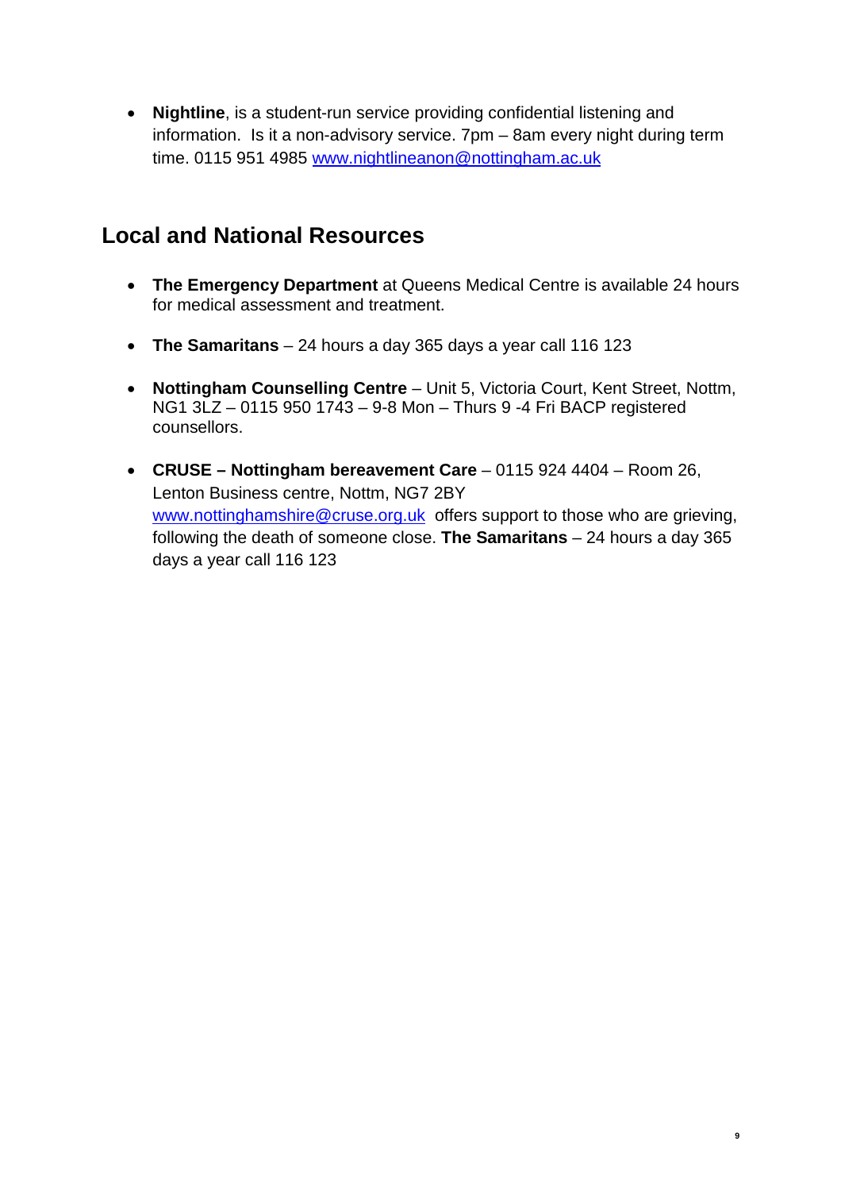- **Nightline**, is a student-run service providing confidential listening and information. Is it a non-advisory service. 7pm – 8am every night during term time. 0115 951 4985 [www.nightlineanon@nottingham.ac.uk](www.nightlineanon@nottingham.ac.uk)

## Local and National Resources

- **The Emergency Department** at Queens Medical Centre is available 24 hours for medical assessment and treatment.

- **The Samaritans** – 24 hours a day 365 days a year call 116 123

- **Nottingham Counselling Centre** – Unit 5, Victoria Court, Kent Street, Nottm, NG1 3LZ – 0115 950 1743 – 9-8 Mon – Thurs 9 -4 Fri BACP registered counsellors.

- **CRUSE – Nottingham bereavement Care** – 0115 924 4404 – Room 26, Lenton Business centre, Nottm, NG7 2BY [www.nottinghamshire@cruse.org.uk](www.nottinghamshire@cruse.org.uk) offers support to those who are grieving, following the death of someone close. **The Samaritans** – 24 hours a day 365 days a year call 116 123